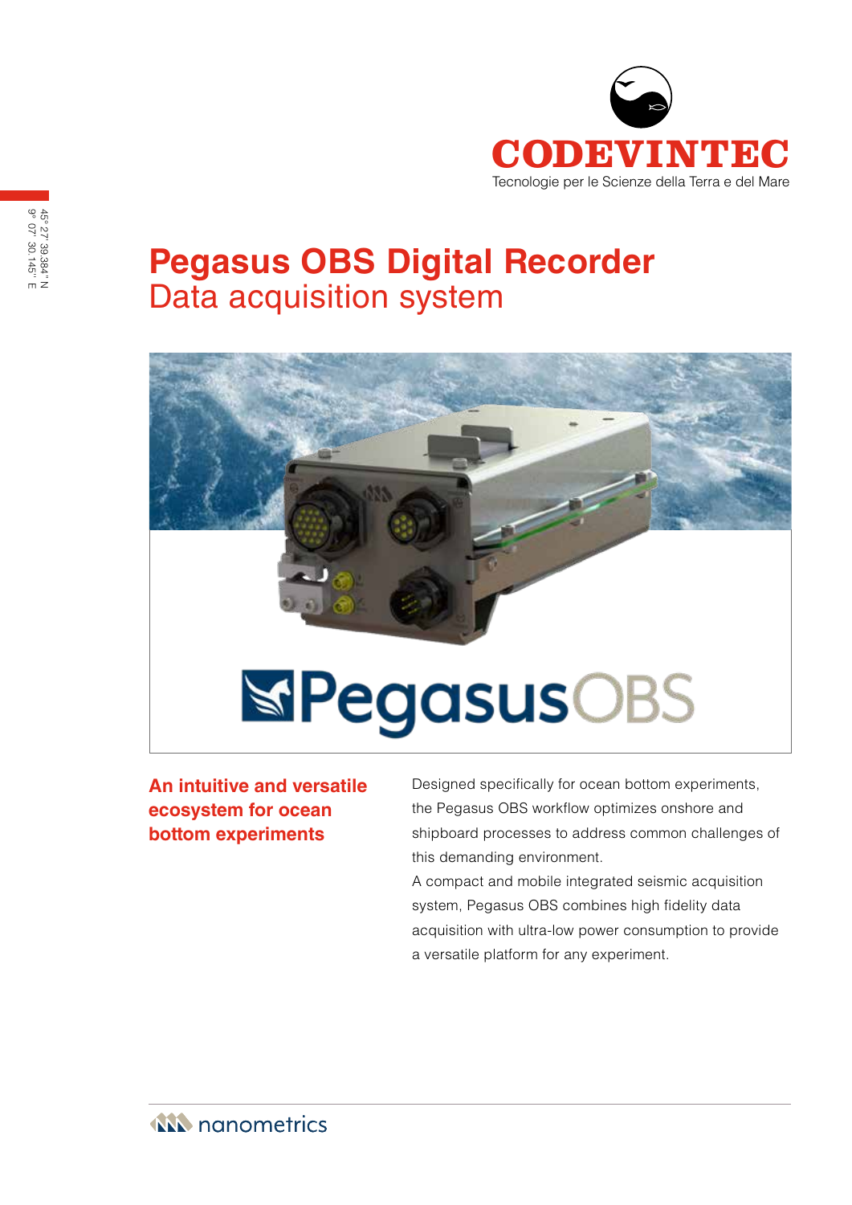CODEVINTEC

Tecnologie per le Scienze della Terra e del Mare

45° 27' 39.384" N
9° 07' 30.145" E

# Pegasus OBS Digital Recorder

## Data acquisition system

PegasusOBS

### An intuitive and versatile ecosystem for ocean bottom experiments

Designed specifically for ocean bottom experiments, the Pegasus OBS workflow optimizes onshore and shipboard processes to address common challenges of this demanding environment.

A compact and mobile integrated seismic acquisition system, Pegasus OBS combines high fidelity data acquisition with ultra-low power consumption to provide a versatile platform for any experiment.

nanometrics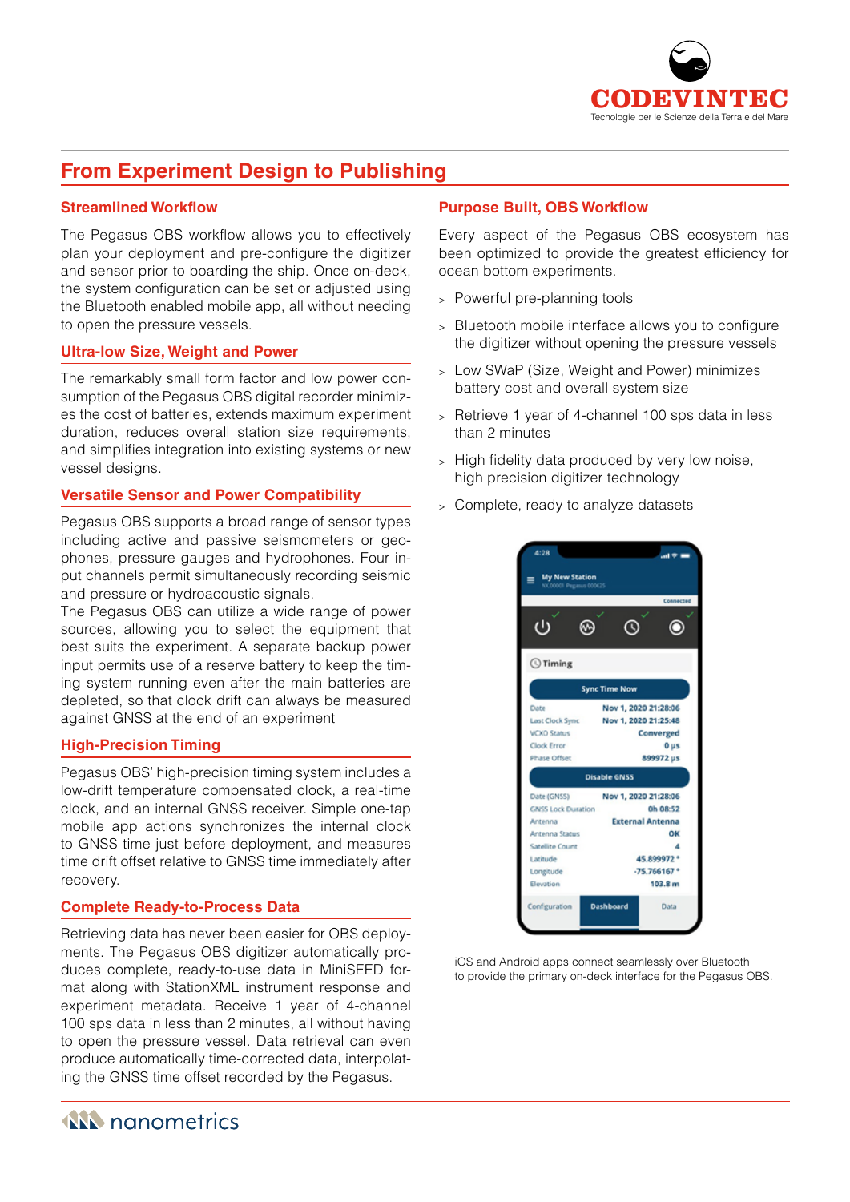## From Experiment Design to Publishing

### Streamlined Workflow

The Pegasus OBS workflow allows you to effectively plan your deployment and pre-configure the digitizer and sensor prior to boarding the ship. Once on-deck, the system configuration can be set or adjusted using the Bluetooth enabled mobile app, all without needing to open the pressure vessels.

### Ultra-low Size, Weight and Power

The remarkably small form factor and low power consumption of the Pegasus OBS digital recorder minimizes the cost of batteries, extends maximum experiment duration, reduces overall station size requirements, and simplifies integration into existing systems or new vessel designs.

### Versatile Sensor and Power Compatibility

Pegasus OBS supports a broad range of sensor types including active and passive seismometers or geophones, pressure gauges and hydrophones. Four input channels permit simultaneously recording seismic and pressure or hydroacoustic signals.

The Pegasus OBS can utilize a wide range of power sources, allowing you to select the equipment that best suits the experiment. A separate backup power input permits use of a reserve battery to keep the timing system running even after the main batteries are depleted, so that clock drift can always be measured against GNSS at the end of an experiment

### High-Precision Timing

Pegasus OBS' high-precision timing system includes a low-drift temperature compensated clock, a real-time clock, and an internal GNSS receiver. Simple one-tap mobile app actions synchronizes the internal clock to GNSS time just before deployment, and measures time drift offset relative to GNSS time immediately after recovery.

### Complete Ready-to-Process Data

Retrieving data has never been easier for OBS deployments. The Pegasus OBS digitizer automatically produces complete, ready-to-use data in MiniSEED format along with StationXML instrument response and experiment metadata. Receive 1 year of 4-channel 100 sps data in less than 2 minutes, all without having to open the pressure vessel. Data retrieval can even produce automatically time-corrected data, interpolating the GNSS time offset recorded by the Pegasus.

### Purpose Built, OBS Workflow

Every aspect of the Pegasus OBS ecosystem has been optimized to provide the greatest efficiency for ocean bottom experiments.

- Powerful pre-planning tools
- Bluetooth mobile interface allows you to configure the digitizer without opening the pressure vessels
- Low SWaP (Size, Weight and Power) minimizes battery cost and overall system size
- Retrieve 1 year of 4-channel 100 sps data in less than 2 minutes
- High fidelity data produced by very low noise, high precision digitizer technology
- Complete, ready to analyze datasets

iOS and Android apps connect seamlessly over Bluetooth to provide the primary on-deck interface for the Pegasus OBS.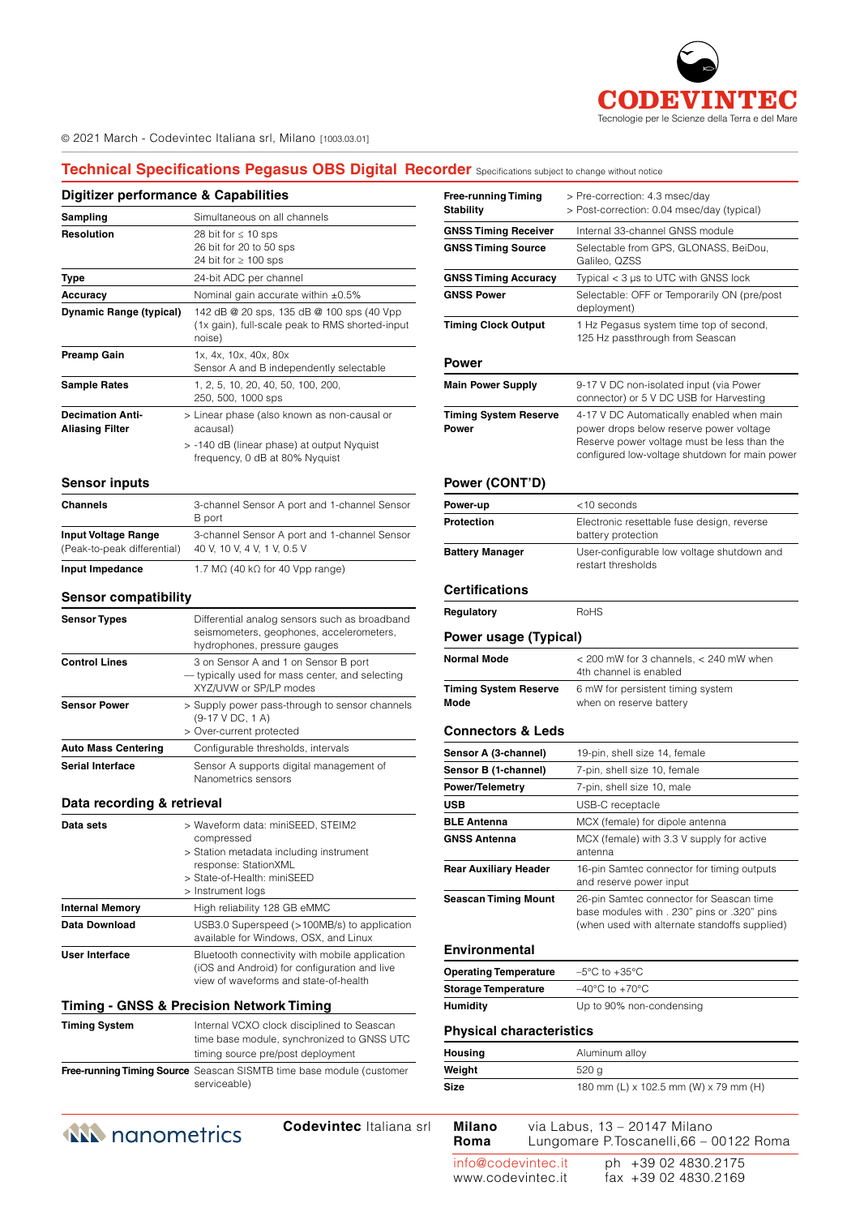© 2021 March - Codevintec Italiana srl, Milano [1003.03.01]

CODEVINTEC
Tecnologie per le Scienze della Terra e del Mare

# Technical Specifications Pegasus OBS Digital Recorder

Specifications subject to change without notice

## Digitizer performance & Capabilities

| | |
|---|---|
| **Sampling** | Simultaneous on all channels |
| **Resolution** | 28 bit for ≤ 10 sps<br>26 bit for 20 to 50 sps<br>24 bit for ≥ 100 sps |
| **Type** | 24-bit ADC per channel |
| **Accuracy** | Nominal gain accurate within ±0.5% |
| **Dynamic Range (typical)** | 142 dB @ 20 sps, 135 dB @ 100 sps (40 Vpp (1x gain), full-scale peak to RMS shorted-input noise) |
| **Preamp Gain** | 1x, 4x, 10x, 40x, 80x<br>Sensor A and B independently selectable |
| **Sample Rates** | 1, 2, 5, 10, 20, 40, 50, 100, 200, 250, 500, 1000 sps |
| **Decimation Anti-Aliasing Filter** | > Linear phase (also known as non-causal or acausal)<br>> -140 dB (linear phase) at output Nyquist frequency, 0 dB at 80% Nyquist |

## Sensor inputs

| | |
|---|---|
| **Channels** | 3-channel Sensor A port and 1-channel Sensor B port |
| **Input Voltage Range** (Peak-to-peak differential) | 3-channel Sensor A port and 1-channel Sensor 40 V, 10 V, 4 V, 1 V, 0.5 V |
| **Input Impedance** | 1.7 MΩ (40 kΩ for 40 Vpp range) |

## Sensor compatibility

| | |
|---|---|
| **Sensor Types** | Differential analog sensors such as broadband seismometers, geophones, accelerometers, hydrophones, pressure gauges |
| **Control Lines** | 3 on Sensor A and 1 on Sensor B port — typically used for mass center, and selecting XYZ/UVW or SP/LP modes |
| **Sensor Power** | > Supply power pass-through to sensor channels (9-17 V DC, 1 A)<br>> Over-current protected |
| **Auto Mass Centering** | Configurable thresholds, intervals |
| **Serial Interface** | Sensor A supports digital management of Nanometrics sensors |

## Data recording & retrieval

| | |
|---|---|
| **Data sets** | > Waveform data: miniSEED, STEIM2 compressed<br>> Station metadata including instrument response: StationXML<br>> State-of-Health: miniSEED<br>> Instrument logs |
| **Internal Memory** | High reliability 128 GB eMMC |
| **Data Download** | USB3.0 Superspeed (>100MB/s) to application available for Windows, OSX, and Linux |
| **User Interface** | Bluetooth connectivity with mobile application (iOS and Android) for configuration and live view of waveforms and state-of-health |

## Timing - GNSS & Precision Network Timing

| | |
|---|---|
| **Timing System** | Internal VCXO clock disciplined to Seascan time base module, synchronized to GNSS UTC timing source pre/post deployment |
| **Free-running Timing Source** | Seascan SISMTB time base module (customer serviceable) |
| **Free-running Timing Stability** | > Pre-correction: 4.3 msec/day<br>> Post-correction: 0.04 msec/day (typical) |
| **GNSS Timing Receiver** | Internal 33-channel GNSS module |
| **GNSS Timing Source** | Selectable from GPS, GLONASS, BeiDou, Galileo, QZSS |
| **GNSS Timing Accuracy** | Typical < 3 µs to UTC with GNSS lock |
| **GNSS Power** | Selectable: OFF or Temporarily ON (pre/post deployment) |
| **Timing Clock Output** | 1 Hz Pegasus system time top of second, 125 Hz passthrough from Seascan |

## Power

| | |
|---|---|
| **Main Power Supply** | 9-17 V DC non-isolated input (via Power connector) or 5 V DC USB for Harvesting |
| **Timing System Reserve Power** | 4-17 V DC Automatically enabled when main power drops below reserve power voltage<br>Reserve power voltage must be less than the configured low-voltage shutdown for main power |

## Power (CONT'D)

| | |
|---|---|
| **Power-up** | <10 seconds |
| **Protection** | Electronic resettable fuse design, reverse battery protection |
| **Battery Manager** | User-configurable low voltage shutdown and restart thresholds |

## Certifications

| | |
|---|---|
| **Regulatory** | RoHS |

## Power usage (Typical)

| | |
|---|---|
| **Normal Mode** | < 200 mW for 3 channels, < 240 mW when 4th channel is enabled |
| **Timing System Reserve Mode** | 6 mW for persistent timing system when on reserve battery |

## Connectors & Leds

| | |
|---|---|
| **Sensor A (3-channel)** | 19-pin, shell size 14, female |
| **Sensor B (1-channel)** | 7-pin, shell size 10, female |
| **Power/Telemetry** | 7-pin, shell size 10, male |
| **USB** | USB-C receptacle |
| **BLE Antenna** | MCX (female) for dipole antenna |
| **GNSS Antenna** | MCX (female) with 3.3 V supply for active antenna |
| **Rear Auxiliary Header** | 16-pin Samtec connector for timing outputs and reserve power input |
| **Seascan Timing Mount** | 26-pin Samtec connector for Seascan time base modules with . 230" pins or .320" pins (when used with alternate standoffs supplied) |

## Environmental

| | |
|---|---|
| **Operating Temperature** | –5°C to +35°C |
| **Storage Temperature** | –40°C to +70°C |
| **Humidity** | Up to 90% non-condensing |

## Physical characteristics

| | |
|---|---|
| **Housing** | Aluminum alloy |
| **Weight** | 520 g |
| **Size** | 180 mm (L) x 102.5 mm (W) x 79 mm (H) |

nanometrics

**Codevintec** Italiana srl

**Milano** via Labus, 13 – 20147 Milano
**Roma** Lungomare P.Toscanelli,66 – 00122 Roma

info@codevintec.it
www.codevintec.it

ph +39 02 4830.2175
fax +39 02 4830.2169